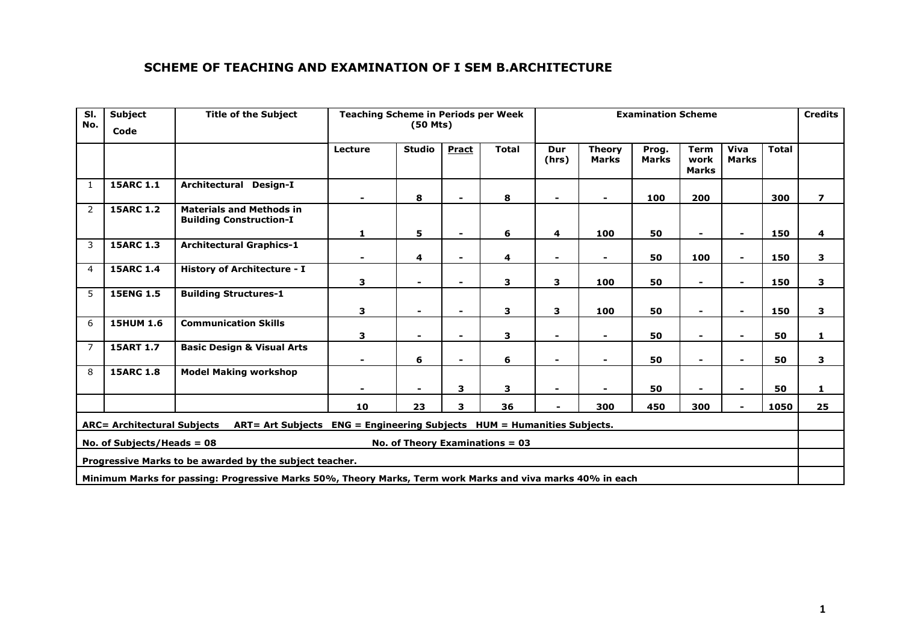# SCHEME OF TEACHING AND EXAMINATION OF I SEM B.ARCHITECTURE

| Sl. No. | Subject Code | Title of the Subject | Teaching Scheme in Periods per Week (50 Mts) | | | | Examination Scheme | | | | | | Credits |
|---|---|---|---|---|---|---|---|---|---|---|---|---|---|
| | | | Lecture | Studio | Pract | Total | Dur (hrs) | Theory Marks | Prog. Marks | Term work Marks | Viva Marks | Total | |
| 1 | 15ARC 1.1 | Architectural Design-I | - | 8 | - | 8 | - | - | 100 | 200 | | 300 | 7 |
| 2 | 15ARC 1.2 | Materials and Methods in Building Construction-I | 1 | 5 | - | 6 | 4 | 100 | 50 | - | - | 150 | 4 |
| 3 | 15ARC 1.3 | Architectural Graphics-1 | - | 4 | - | 4 | - | - | 50 | 100 | - | 150 | 3 |
| 4 | 15ARC 1.4 | History of Architecture - I | 3 | - | - | 3 | 3 | 100 | 50 | - | - | 150 | 3 |
| 5 | 15ENG 1.5 | Building Structures-1 | 3 | - | - | 3 | 3 | 100 | 50 | - | - | 150 | 3 |
| 6 | 15HUM 1.6 | Communication Skills | 3 | - | - | 3 | - | - | 50 | - | - | 50 | 1 |
| 7 | 15ART 1.7 | Basic Design & Visual Arts | - | 6 | - | 6 | - | - | 50 | - | - | 50 | 3 |
| 8 | 15ARC 1.8 | Model Making workshop | - | - | 3 | 3 | - | - | 50 | - | - | 50 | 1 |
| | | | 10 | 23 | 3 | 36 | - | 300 | 450 | 300 | - | 1050 | 25 |

**ARC= Architectural Subjects ART= Art Subjects ENG = Engineering Subjects HUM = Humanities Subjects.**

**No. of Subjects/Heads = 08 No. of Theory Examinations = 03**

**Progressive Marks to be awarded by the subject teacher.**

**Minimum Marks for passing: Progressive Marks 50%, Theory Marks, Term work Marks and viva marks 40% in each**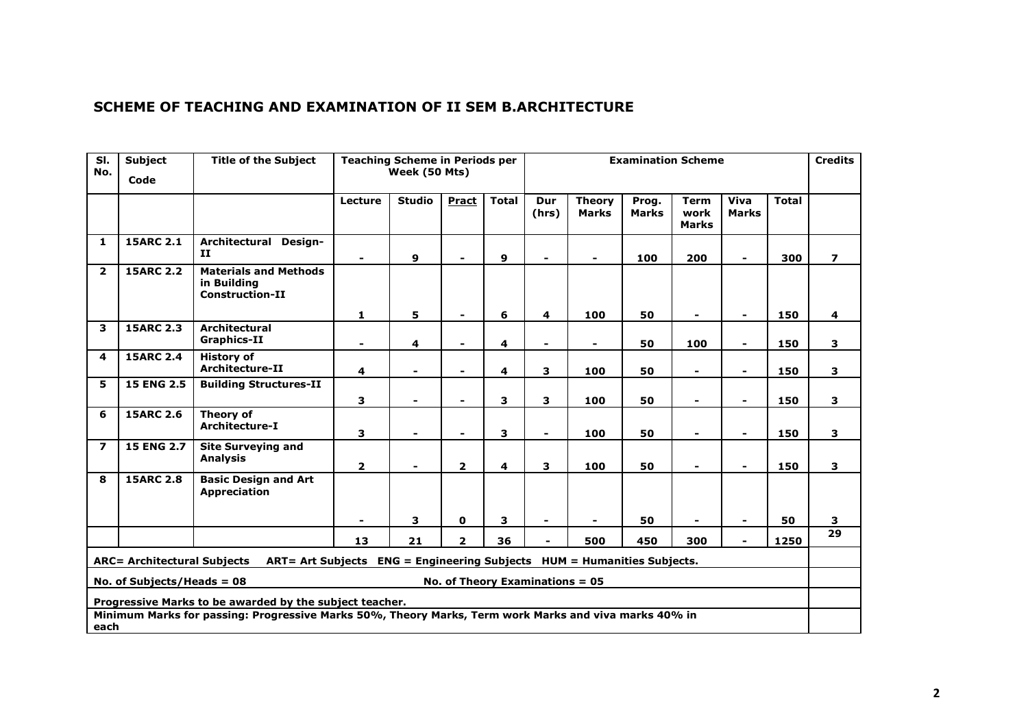## SCHEME OF TEACHING AND EXAMINATION OF II SEM B.ARCHITECTURE

| Sl. No. | Subject Code | Title of the Subject | Teaching Scheme in Periods per Week (50 Mts) | | | | Examination Scheme | | | | | | Credits |
|---|---|---|---|---|---|---|---|---|---|---|---|---|---|
| | | | Lecture | Studio | Pract | Total | Dur (hrs) | Theory Marks | Prog. Marks | Term work Marks | Viva Marks | Total | |
| 1 | 15ARC 2.1 | Architectural Design-II | - | 9 | - | 9 | - | - | 100 | 200 | - | 300 | 7 |
| 2 | 15ARC 2.2 | Materials and Methods in Building Construction-II | 1 | 5 | - | 6 | 4 | 100 | 50 | - | - | 150 | 4 |
| 3 | 15ARC 2.3 | Architectural Graphics-II | - | 4 | - | 4 | - | - | 50 | 100 | - | 150 | 3 |
| 4 | 15ARC 2.4 | History of Architecture-II | 4 | - | - | 4 | 3 | 100 | 50 | - | - | 150 | 3 |
| 5 | 15 ENG 2.5 | Building Structures-II | 3 | - | - | 3 | 3 | 100 | 50 | - | - | 150 | 3 |
| 6 | 15ARC 2.6 | Theory of Architecture-I | 3 | - | - | 3 | - | 100 | 50 | - | - | 150 | 3 |
| 7 | 15 ENG 2.7 | Site Surveying and Analysis | 2 | - | 2 | 4 | 3 | 100 | 50 | - | - | 150 | 3 |
| 8 | 15ARC 2.8 | Basic Design and Art Appreciation | - | 3 | 0 | 3 | - | - | 50 | - | - | 50 | 3 |
| | | | 13 | 21 | 2 | 36 | - | 500 | 450 | 300 | - | 1250 | 29 |

**ARC= Architectural Subjects ART= Art Subjects ENG = Engineering Subjects HUM = Humanities Subjects.**

**No. of Subjects/Heads = 08 No. of Theory Examinations = 05**

**Progressive Marks to be awarded by the subject teacher.**

**Minimum Marks for passing: Progressive Marks 50%, Theory Marks, Term work Marks and viva marks 40% in each**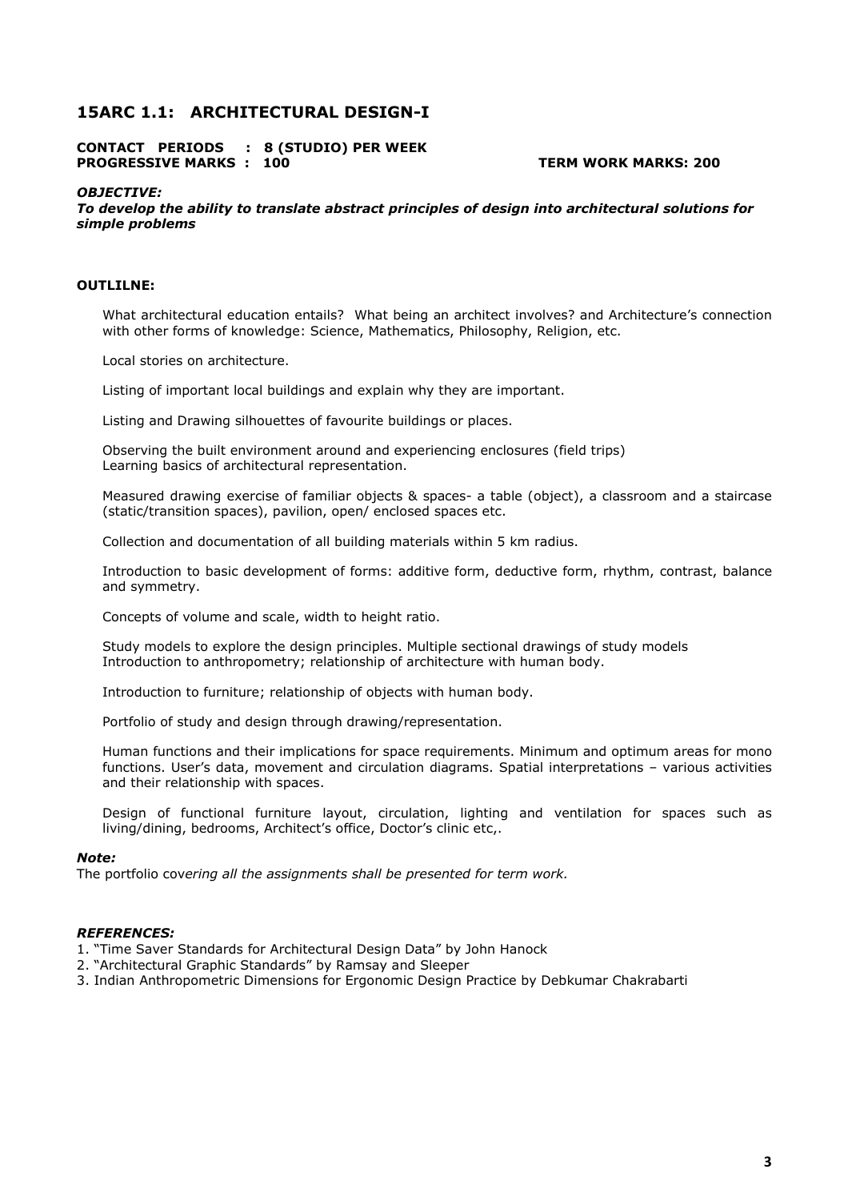## 15ARC 1.1: ARCHITECTURAL DESIGN-I

**CONTACT PERIODS : 8 (STUDIO) PER WEEK**
**PROGRESSIVE MARKS : 100** **TERM WORK MARKS: 200**

***OBJECTIVE:***
***To develop the ability to translate abstract principles of design into architectural solutions for simple problems***

**OUTLILNE:**

What architectural education entails? What being an architect involves? and Architecture's connection with other forms of knowledge: Science, Mathematics, Philosophy, Religion, etc.

Local stories on architecture.

Listing of important local buildings and explain why they are important.

Listing and Drawing silhouettes of favourite buildings or places.

Observing the built environment around and experiencing enclosures (field trips)
Learning basics of architectural representation.

Measured drawing exercise of familiar objects & spaces- a table (object), a classroom and a staircase (static/transition spaces), pavilion, open/ enclosed spaces etc.

Collection and documentation of all building materials within 5 km radius.

Introduction to basic development of forms: additive form, deductive form, rhythm, contrast, balance and symmetry.

Concepts of volume and scale, width to height ratio.

Study models to explore the design principles. Multiple sectional drawings of study models
Introduction to anthropometry; relationship of architecture with human body.

Introduction to furniture; relationship of objects with human body.

Portfolio of study and design through drawing/representation.

Human functions and their implications for space requirements. Minimum and optimum areas for mono functions. User's data, movement and circulation diagrams. Spatial interpretations – various activities and their relationship with spaces.

Design of functional furniture layout, circulation, lighting and ventilation for spaces such as living/dining, bedrooms, Architect's office, Doctor's clinic etc,.

***Note:***
The portfolio cov*ering all the assignments shall be presented for term work.*

***REFERENCES:***
1. "Time Saver Standards for Architectural Design Data" by John Hanock
2. "Architectural Graphic Standards" by Ramsay and Sleeper
3. Indian Anthropometric Dimensions for Ergonomic Design Practice by Debkumar Chakrabarti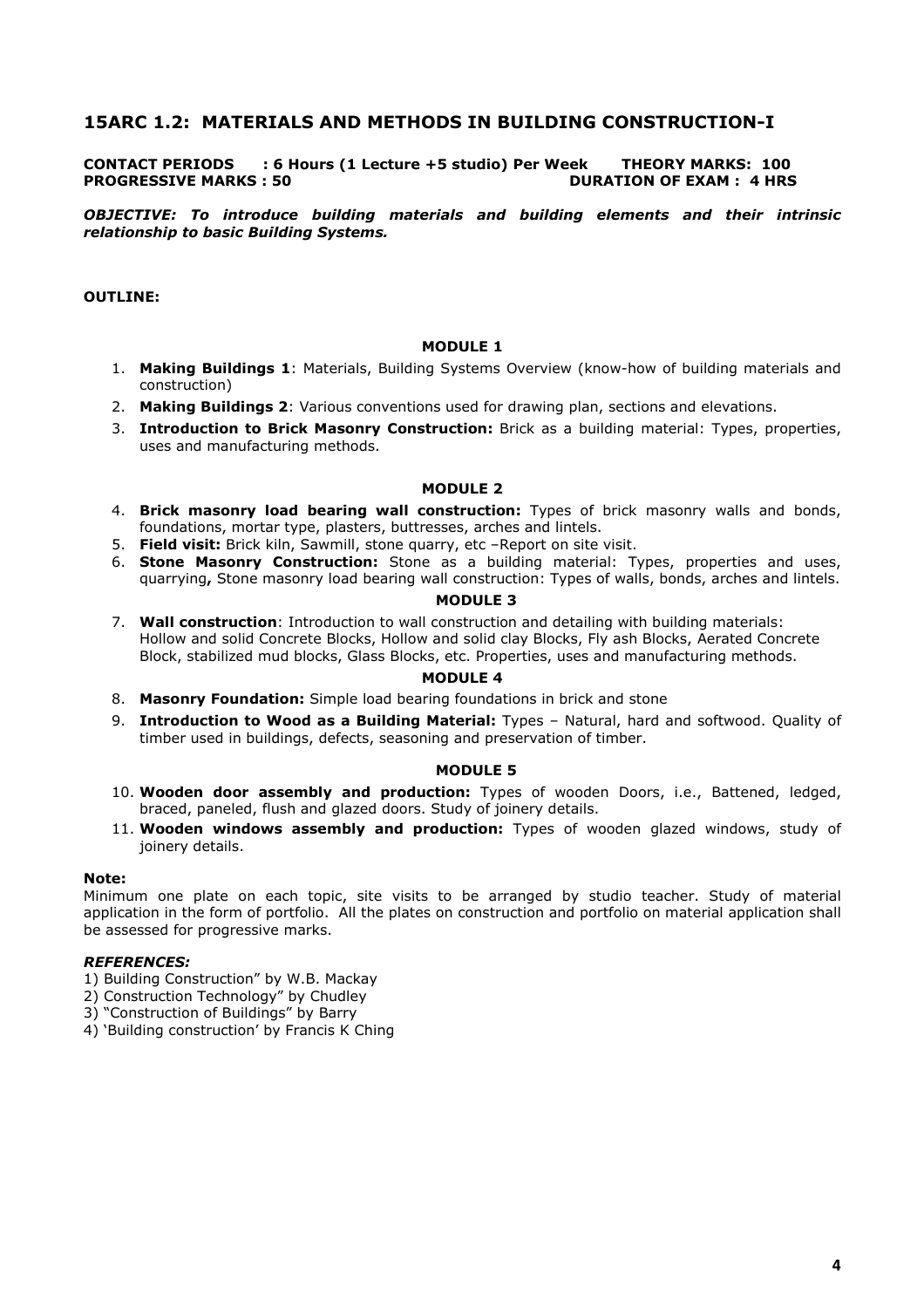## 15ARC 1.2: MATERIALS AND METHODS IN BUILDING CONSTRUCTION-I

**CONTACT PERIODS : 6 Hours (1 Lecture +5 studio) Per Week THEORY MARKS: 100**
**PROGRESSIVE MARKS : 50 DURATION OF EXAM : 4 HRS**

***OBJECTIVE: To introduce building materials and building elements and their intrinsic relationship to basic Building Systems.***

**OUTLINE:**

**MODULE 1**

1. **Making Buildings 1**: Materials, Building Systems Overview (know-how of building materials and construction)
2. **Making Buildings 2**: Various conventions used for drawing plan, sections and elevations.
3. **Introduction to Brick Masonry Construction:** Brick as a building material: Types, properties, uses and manufacturing methods.

**MODULE 2**

4. **Brick masonry load bearing wall construction:** Types of brick masonry walls and bonds, foundations, mortar type, plasters, buttresses, arches and lintels.
5. **Field visit:** Brick kiln, Sawmill, stone quarry, etc –Report on site visit.
6. **Stone Masonry Construction:** Stone as a building material: Types, properties and uses, quarrying**,** Stone masonry load bearing wall construction: Types of walls, bonds, arches and lintels.

**MODULE 3**

7. **Wall construction**: Introduction to wall construction and detailing with building materials: Hollow and solid Concrete Blocks, Hollow and solid clay Blocks, Fly ash Blocks, Aerated Concrete Block, stabilized mud blocks, Glass Blocks, etc. Properties, uses and manufacturing methods.

**MODULE 4**

8. **Masonry Foundation:** Simple load bearing foundations in brick and stone
9. **Introduction to Wood as a Building Material:** Types – Natural, hard and softwood. Quality of timber used in buildings, defects, seasoning and preservation of timber.

**MODULE 5**

10. **Wooden door assembly and production:** Types of wooden Doors, i.e., Battened, ledged, braced, paneled, flush and glazed doors. Study of joinery details.
11. **Wooden windows assembly and production:** Types of wooden glazed windows, study of joinery details.

**Note:**
Minimum one plate on each topic, site visits to be arranged by studio teacher. Study of material application in the form of portfolio. All the plates on construction and portfolio on material application shall be assessed for progressive marks.

***REFERENCES:***
1) Building Construction" by W.B. Mackay
2) Construction Technology" by Chudley
3) "Construction of Buildings" by Barry
4) 'Building construction' by Francis K Ching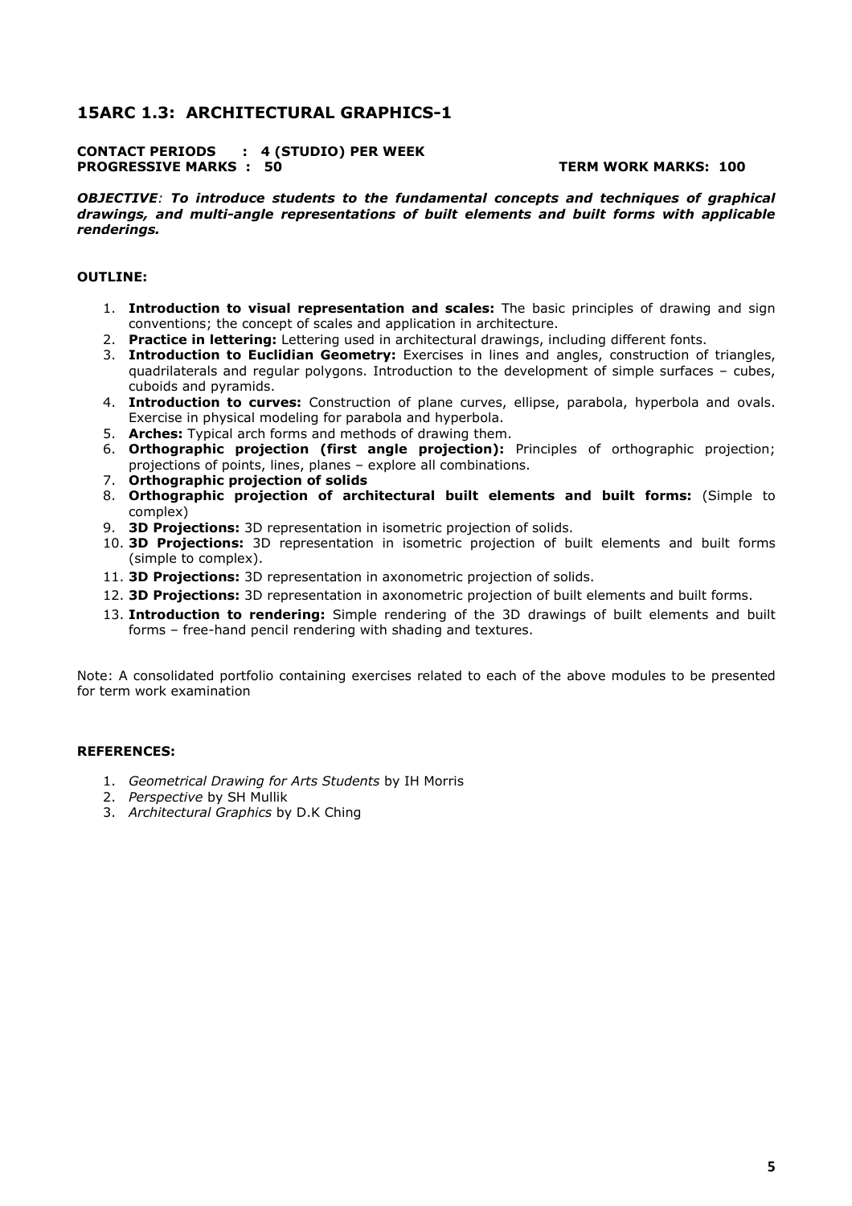## 15ARC 1.3: ARCHITECTURAL GRAPHICS-1

**CONTACT PERIODS : 4 (STUDIO) PER WEEK**
**PROGRESSIVE MARKS : 50** **TERM WORK MARKS: 100**

***OBJECTIVE**: **To introduce students to the fundamental concepts and techniques of graphical drawings, and multi-angle representations of built elements and built forms with applicable renderings.***

**OUTLINE:**

1. **Introduction to visual representation and scales:** The basic principles of drawing and sign conventions; the concept of scales and application in architecture.
2. **Practice in lettering:** Lettering used in architectural drawings, including different fonts.
3. **Introduction to Euclidian Geometry:** Exercises in lines and angles, construction of triangles, quadrilaterals and regular polygons. Introduction to the development of simple surfaces – cubes, cuboids and pyramids.
4. **Introduction to curves:** Construction of plane curves, ellipse, parabola, hyperbola and ovals. Exercise in physical modeling for parabola and hyperbola.
5. **Arches:** Typical arch forms and methods of drawing them.
6. **Orthographic projection (first angle projection):** Principles of orthographic projection; projections of points, lines, planes – explore all combinations.
7. **Orthographic projection of solids**
8. **Orthographic projection of architectural built elements and built forms:** (Simple to complex)
9. **3D Projections:** 3D representation in isometric projection of solids.
10. **3D Projections:** 3D representation in isometric projection of built elements and built forms (simple to complex).
11. **3D Projections:** 3D representation in axonometric projection of solids.
12. **3D Projections:** 3D representation in axonometric projection of built elements and built forms.
13. **Introduction to rendering:** Simple rendering of the 3D drawings of built elements and built forms – free-hand pencil rendering with shading and textures.

Note: A consolidated portfolio containing exercises related to each of the above modules to be presented for term work examination

**REFERENCES:**

1. *Geometrical Drawing for Arts Students* by IH Morris
2. *Perspective* by SH Mullik
3. *Architectural Graphics* by D.K Ching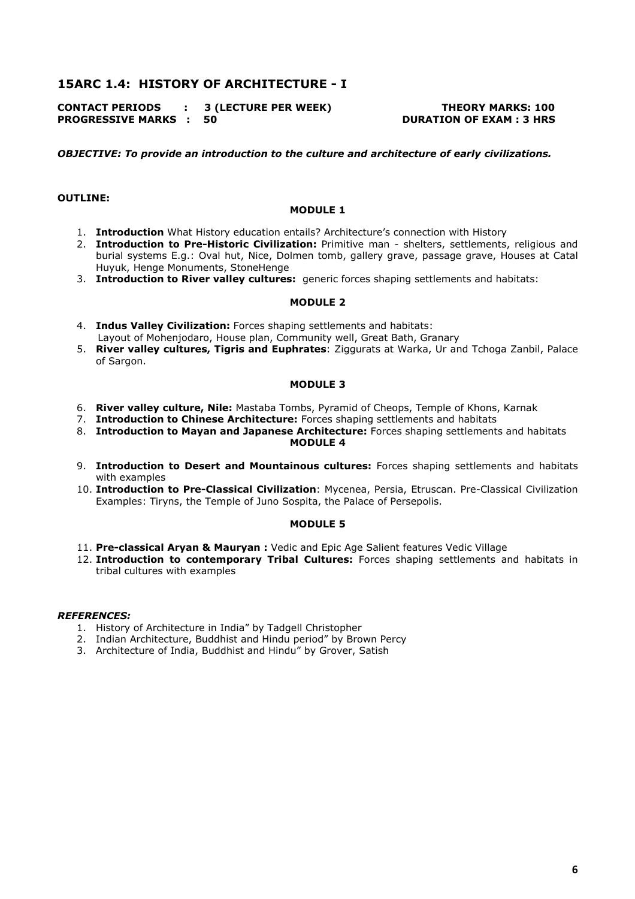## 15ARC 1.4: HISTORY OF ARCHITECTURE - I

**CONTACT PERIODS : 3 (LECTURE PER WEEK)** **THEORY MARKS: 100**
**PROGRESSIVE MARKS : 50** **DURATION OF EXAM : 3 HRS**

***OBJECTIVE: To provide an introduction to the culture and architecture of early civilizations.***

**OUTLINE:**

**MODULE 1**

1. **Introduction** What History education entails? Architecture's connection with History
2. **Introduction to Pre-Historic Civilization:** Primitive man - shelters, settlements, religious and burial systems E.g.: Oval hut, Nice, Dolmen tomb, gallery grave, passage grave, Houses at Catal Huyuk, Henge Monuments, StoneHenge
3. **Introduction to River valley cultures:** generic forces shaping settlements and habitats:

**MODULE 2**

4. **Indus Valley Civilization:** Forces shaping settlements and habitats:
   Layout of Mohenjodaro, House plan, Community well, Great Bath, Granary
5. **River valley cultures, Tigris and Euphrates**: Ziggurats at Warka, Ur and Tchoga Zanbil, Palace of Sargon.

**MODULE 3**

6. **River valley culture, Nile:** Mastaba Tombs, Pyramid of Cheops, Temple of Khons, Karnak
7. **Introduction to Chinese Architecture:** Forces shaping settlements and habitats
8. **Introduction to Mayan and Japanese Architecture:** Forces shaping settlements and habitats

**MODULE 4**

9. **Introduction to Desert and Mountainous cultures:** Forces shaping settlements and habitats with examples
10. **Introduction to Pre-Classical Civilization**: Mycenea, Persia, Etruscan. Pre-Classical Civilization Examples: Tiryns, the Temple of Juno Sospita, the Palace of Persepolis.

**MODULE 5**

11. **Pre-classical Aryan & Mauryan :** Vedic and Epic Age Salient features Vedic Village
12. **Introduction to contemporary Tribal Cultures:** Forces shaping settlements and habitats in tribal cultures with examples

***REFERENCES:***

1. History of Architecture in India" by Tadgell Christopher
2. Indian Architecture, Buddhist and Hindu period" by Brown Percy
3. Architecture of India, Buddhist and Hindu" by Grover, Satish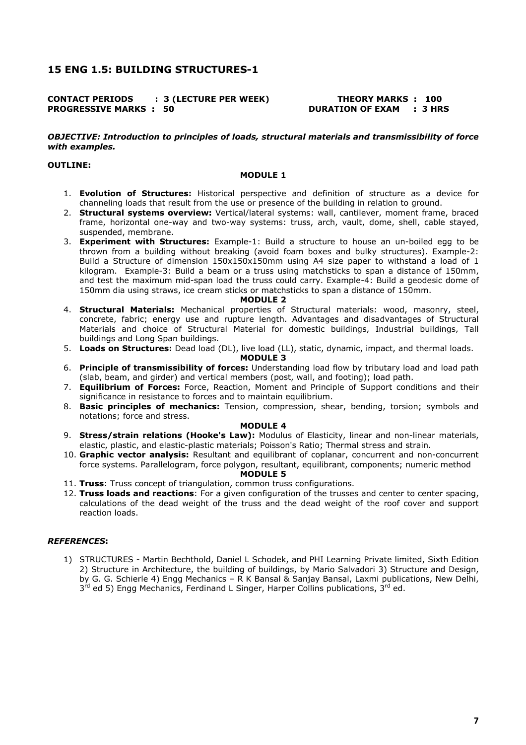## 15 ENG 1.5: BUILDING STRUCTURES-1

**CONTACT PERIODS : 3 (LECTURE PER WEEK) THEORY MARKS : 100**
**PROGRESSIVE MARKS : 50 DURATION OF EXAM : 3 HRS**

***OBJECTIVE: Introduction to principles of loads, structural materials and transmissibility of force with examples.***

**OUTLINE:**

**MODULE 1**

1. **Evolution of Structures:** Historical perspective and definition of structure as a device for channeling loads that result from the use or presence of the building in relation to ground.
2. **Structural systems overview:** Vertical/lateral systems: wall, cantilever, moment frame, braced frame, horizontal one-way and two-way systems: truss, arch, vault, dome, shell, cable stayed, suspended, membrane.
3. **Experiment with Structures:** Example-1: Build a structure to house an un-boiled egg to be thrown from a building without breaking (avoid foam boxes and bulky structures). Example-2: Build a Structure of dimension 150x150x150mm using A4 size paper to withstand a load of 1 kilogram. Example-3: Build a beam or a truss using matchsticks to span a distance of 150mm, and test the maximum mid-span load the truss could carry. Example-4: Build a geodesic dome of 150mm dia using straws, ice cream sticks or matchsticks to span a distance of 150mm.

**MODULE 2**

4. **Structural Materials:** Mechanical properties of Structural materials: wood, masonry, steel, concrete, fabric; energy use and rupture length. Advantages and disadvantages of Structural Materials and choice of Structural Material for domestic buildings, Industrial buildings, Tall buildings and Long Span buildings.
5. **Loads on Structures:** Dead load (DL), live load (LL), static, dynamic, impact, and thermal loads.

**MODULE 3**

6. **Principle of transmissibility of forces:** Understanding load flow by tributary load and load path (slab, beam, and girder) and vertical members (post, wall, and footing); load path.
7. **Equilibrium of Forces:** Force, Reaction, Moment and Principle of Support conditions and their significance in resistance to forces and to maintain equilibrium.
8. **Basic principles of mechanics:** Tension, compression, shear, bending, torsion; symbols and notations; force and stress.

**MODULE 4**

9. **Stress/strain relations (Hooke's Law):** Modulus of Elasticity, linear and non-linear materials, elastic, plastic, and elastic-plastic materials; Poisson's Ratio; Thermal stress and strain.
10. **Graphic vector analysis:** Resultant and equilibrant of coplanar, concurrent and non-concurrent force systems. Parallelogram, force polygon, resultant, equilibrant, components; numeric method

**MODULE 5**

11. **Truss**: Truss concept of triangulation, common truss configurations.
12. **Truss loads and reactions**: For a given configuration of the trusses and center to center spacing, calculations of the dead weight of the truss and the dead weight of the roof cover and support reaction loads.

***REFERENCES*:**

1) STRUCTURES - Martin Bechthold, Daniel L Schodek, and PHI Learning Private limited, Sixth Edition 2) Structure in Architecture, the building of buildings, by Mario Salvadori 3) Structure and Design, by G. G. Schierle 4) Engg Mechanics – R K Bansal & Sanjay Bansal, Laxmi publications, New Delhi, 3rd ed 5) Engg Mechanics, Ferdinand L Singer, Harper Collins publications, 3rd ed.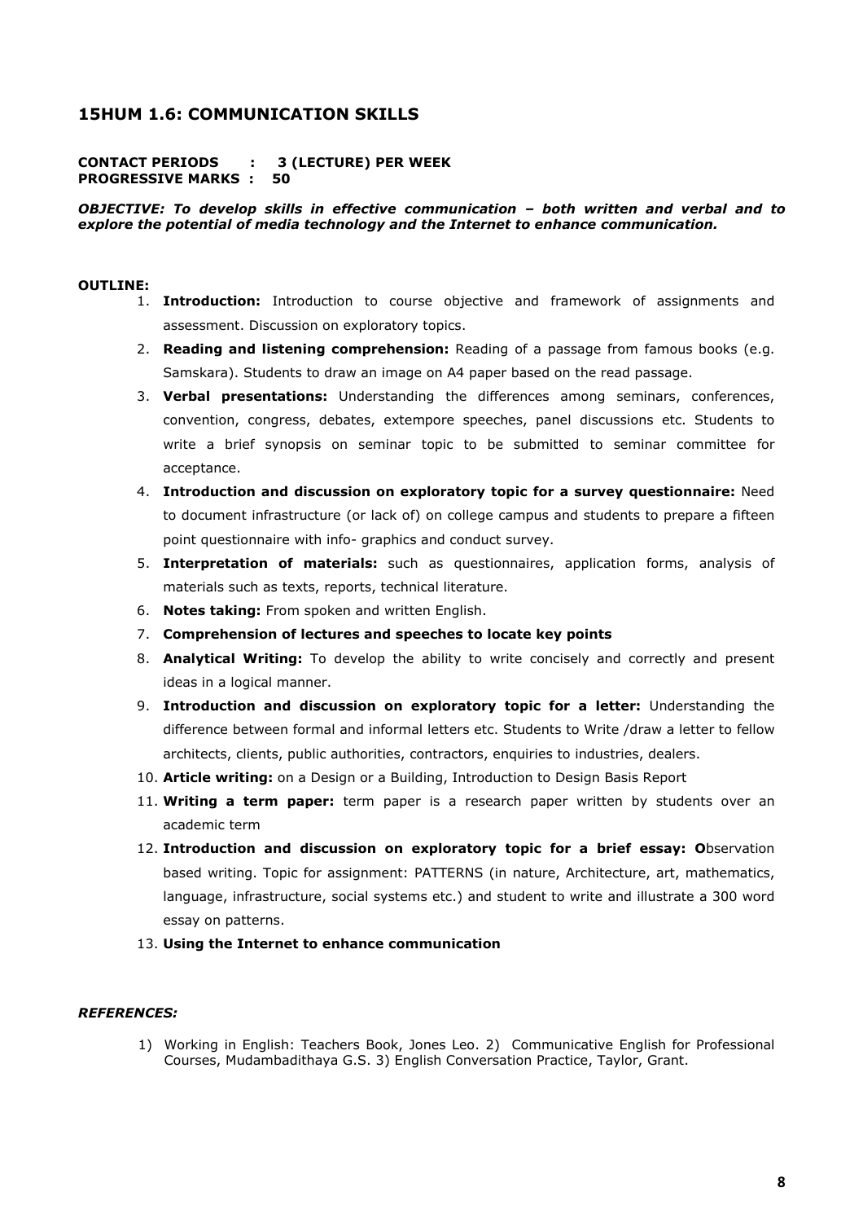## 15HUM 1.6: COMMUNICATION SKILLS

**CONTACT PERIODS : 3 (LECTURE) PER WEEK**
**PROGRESSIVE MARKS : 50**

***OBJECTIVE: To develop skills in effective communication – both written and verbal and to explore the potential of media technology and the Internet to enhance communication.***

**OUTLINE:**

1. **Introduction:** Introduction to course objective and framework of assignments and assessment. Discussion on exploratory topics.
2. **Reading and listening comprehension:** Reading of a passage from famous books (e.g. Samskara). Students to draw an image on A4 paper based on the read passage.
3. **Verbal presentations:** Understanding the differences among seminars, conferences, convention, congress, debates, extempore speeches, panel discussions etc. Students to write a brief synopsis on seminar topic to be submitted to seminar committee for acceptance.
4. **Introduction and discussion on exploratory topic for a survey questionnaire:** Need to document infrastructure (or lack of) on college campus and students to prepare a fifteen point questionnaire with info- graphics and conduct survey.
5. **Interpretation of materials:** such as questionnaires, application forms, analysis of materials such as texts, reports, technical literature.
6. **Notes taking:** From spoken and written English.
7. **Comprehension of lectures and speeches to locate key points**
8. **Analytical Writing:** To develop the ability to write concisely and correctly and present ideas in a logical manner.
9. **Introduction and discussion on exploratory topic for a letter:** Understanding the difference between formal and informal letters etc. Students to Write /draw a letter to fellow architects, clients, public authorities, contractors, enquiries to industries, dealers.
10. **Article writing:** on a Design or a Building, Introduction to Design Basis Report
11. **Writing a term paper:** term paper is a research paper written by students over an academic term
12. **Introduction and discussion on exploratory topic for a brief essay: O**bservation based writing. Topic for assignment: PATTERNS (in nature, Architecture, art, mathematics, language, infrastructure, social systems etc.) and student to write and illustrate a 300 word essay on patterns.
13. **Using the Internet to enhance communication**

***REFERENCES:***

1) Working in English: Teachers Book, Jones Leo. 2) Communicative English for Professional Courses, Mudambadithaya G.S. 3) English Conversation Practice, Taylor, Grant.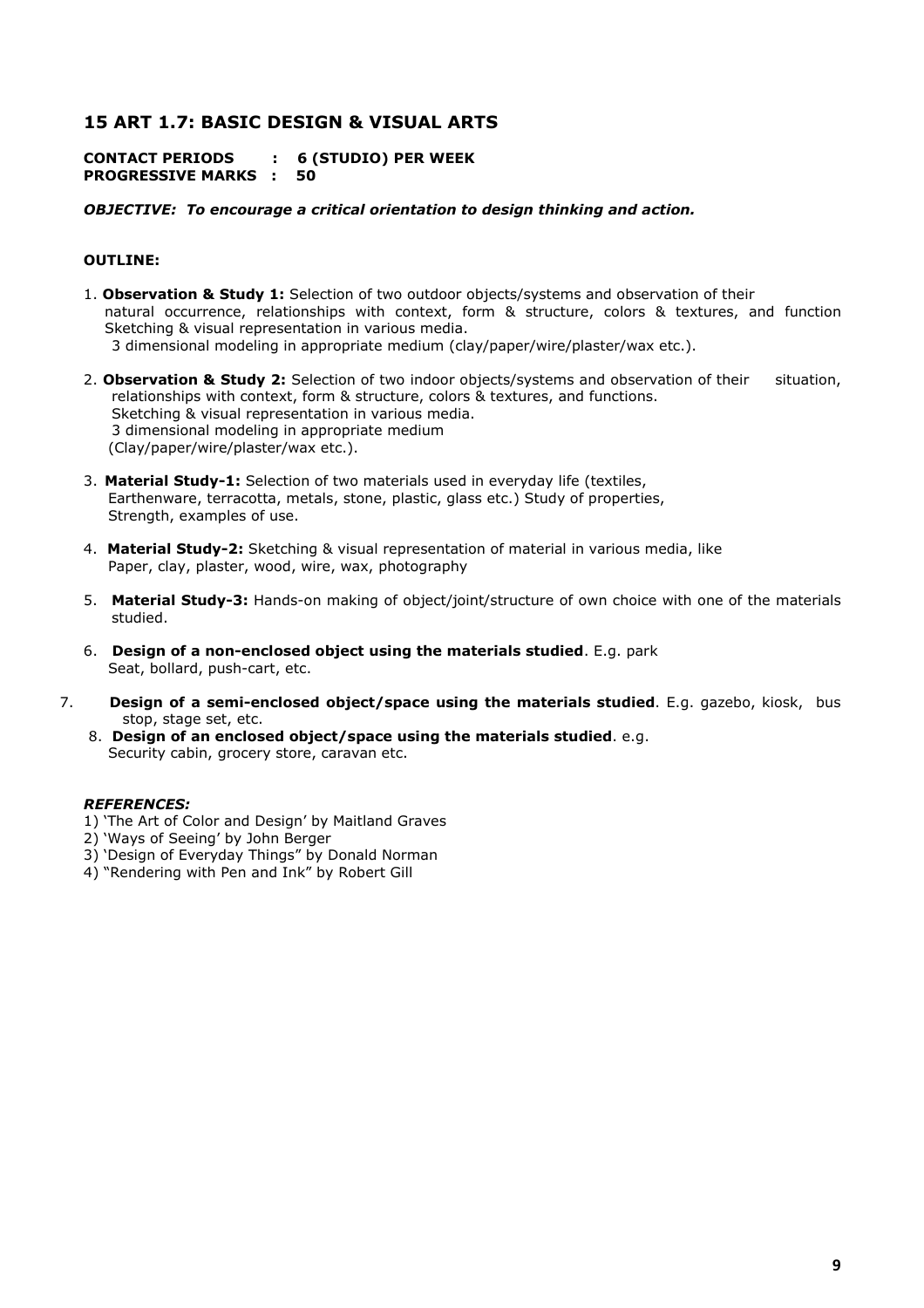## 15 ART 1.7: BASIC DESIGN & VISUAL ARTS

**CONTACT PERIODS : 6 (STUDIO) PER WEEK**
**PROGRESSIVE MARKS : 50**

***OBJECTIVE: To encourage a critical orientation to design thinking and action.***

**OUTLINE:**

1. **Observation & Study 1:** Selection of two outdoor objects/systems and observation of their natural occurrence, relationships with context, form & structure, colors & textures, and function Sketching & visual representation in various media.
   3 dimensional modeling in appropriate medium (clay/paper/wire/plaster/wax etc.).
2. **Observation & Study 2:** Selection of two indoor objects/systems and observation of their situation, relationships with context, form & structure, colors & textures, and functions.
   Sketching & visual representation in various media.
   3 dimensional modeling in appropriate medium
   (Clay/paper/wire/plaster/wax etc.).
3. **Material Study-1:** Selection of two materials used in everyday life (textiles, Earthenware, terracotta, metals, stone, plastic, glass etc.) Study of properties, Strength, examples of use.
4. **Material Study-2:** Sketching & visual representation of material in various media, like Paper, clay, plaster, wood, wire, wax, photography
5. **Material Study-3:** Hands-on making of object/joint/structure of own choice with one of the materials studied.
6. **Design of a non-enclosed object using the materials studied**. E.g. park Seat, bollard, push-cart, etc.
7. **Design of a semi-enclosed object/space using the materials studied**. E.g. gazebo, kiosk, bus stop, stage set, etc.
8. **Design of an enclosed object/space using the materials studied**. e.g. Security cabin, grocery store, caravan etc.

***REFERENCES:***

1) 'The Art of Color and Design' by Maitland Graves
2) 'Ways of Seeing' by John Berger
3) 'Design of Everyday Things" by Donald Norman
4) "Rendering with Pen and Ink" by Robert Gill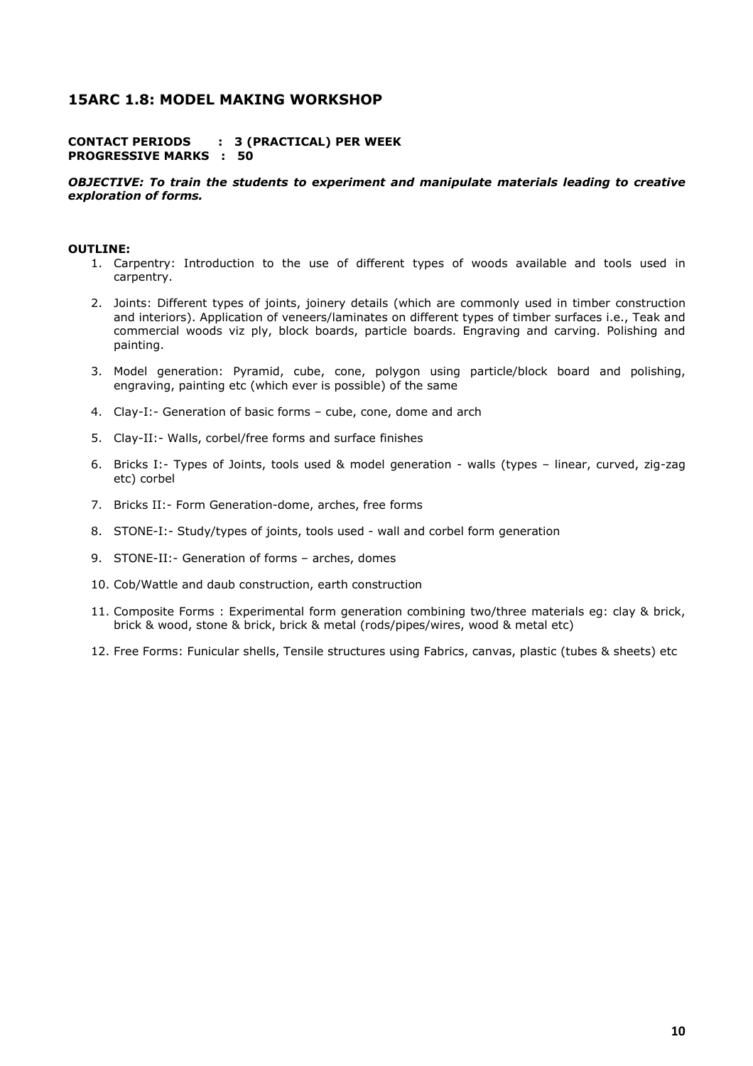## 15ARC 1.8: MODEL MAKING WORKSHOP

**CONTACT PERIODS : 3 (PRACTICAL) PER WEEK**
**PROGRESSIVE MARKS : 50**

***OBJECTIVE: To train the students to experiment and manipulate materials leading to creative exploration of forms.***

**OUTLINE:**

1. Carpentry: Introduction to the use of different types of woods available and tools used in carpentry.
2. Joints: Different types of joints, joinery details (which are commonly used in timber construction and interiors). Application of veneers/laminates on different types of timber surfaces i.e., Teak and commercial woods viz ply, block boards, particle boards. Engraving and carving. Polishing and painting.
3. Model generation: Pyramid, cube, cone, polygon using particle/block board and polishing, engraving, painting etc (which ever is possible) of the same
4. Clay-I:- Generation of basic forms – cube, cone, dome and arch
5. Clay-II:- Walls, corbel/free forms and surface finishes
6. Bricks I:- Types of Joints, tools used & model generation - walls (types – linear, curved, zig-zag etc) corbel
7. Bricks II:- Form Generation-dome, arches, free forms
8. STONE-I:- Study/types of joints, tools used - wall and corbel form generation
9. STONE-II:- Generation of forms – arches, domes
10. Cob/Wattle and daub construction, earth construction
11. Composite Forms : Experimental form generation combining two/three materials eg: clay & brick, brick & wood, stone & brick, brick & metal (rods/pipes/wires, wood & metal etc)
12. Free Forms: Funicular shells, Tensile structures using Fabrics, canvas, plastic (tubes & sheets) etc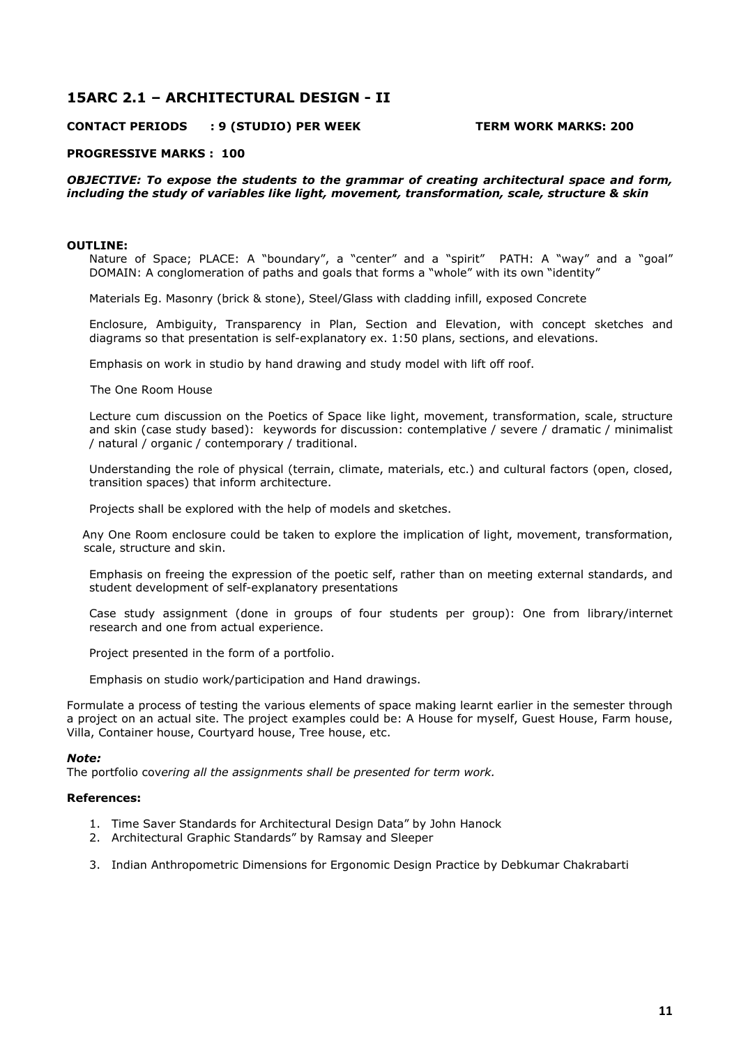## 15ARC 2.1 – ARCHITECTURAL DESIGN - II

**CONTACT PERIODS : 9 (STUDIO) PER WEEK TERM WORK MARKS: 200**

**PROGRESSIVE MARKS : 100**

***OBJECTIVE: To expose the students to the grammar of creating architectural space and form, including the study of variables like light, movement, transformation, scale, structure & skin***

**OUTLINE:**

Nature of Space; PLACE: A "boundary", a "center" and a "spirit" PATH: A "way" and a "goal" DOMAIN: A conglomeration of paths and goals that forms a "whole" with its own "identity"

Materials Eg. Masonry (brick & stone), Steel/Glass with cladding infill, exposed Concrete

Enclosure, Ambiguity, Transparency in Plan, Section and Elevation, with concept sketches and diagrams so that presentation is self-explanatory ex. 1:50 plans, sections, and elevations.

Emphasis on work in studio by hand drawing and study model with lift off roof.

The One Room House

Lecture cum discussion on the Poetics of Space like light, movement, transformation, scale, structure and skin (case study based): keywords for discussion: contemplative / severe / dramatic / minimalist / natural / organic / contemporary / traditional.

Understanding the role of physical (terrain, climate, materials, etc.) and cultural factors (open, closed, transition spaces) that inform architecture.

Projects shall be explored with the help of models and sketches.

Any One Room enclosure could be taken to explore the implication of light, movement, transformation, scale, structure and skin.

Emphasis on freeing the expression of the poetic self, rather than on meeting external standards, and student development of self-explanatory presentations

Case study assignment (done in groups of four students per group): One from library/internet research and one from actual experience.

Project presented in the form of a portfolio.

Emphasis on studio work/participation and Hand drawings.

Formulate a process of testing the various elements of space making learnt earlier in the semester through a project on an actual site. The project examples could be: A House for myself, Guest House, Farm house, Villa, Container house, Courtyard house, Tree house, etc.

***Note:***

The portfolio cov*ering all the assignments shall be presented for term work.*

**References:**

1. Time Saver Standards for Architectural Design Data" by John Hanock
2. Architectural Graphic Standards" by Ramsay and Sleeper
3. Indian Anthropometric Dimensions for Ergonomic Design Practice by Debkumar Chakrabarti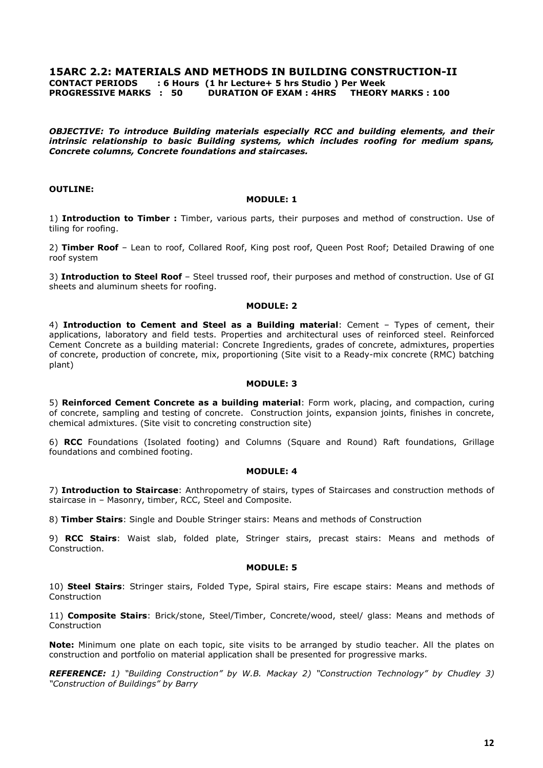## 15ARC 2.2: MATERIALS AND METHODS IN BUILDING CONSTRUCTION-II

**CONTACT PERIODS : 6 Hours (1 hr Lecture+ 5 hrs Studio ) Per Week**
**PROGRESSIVE MARKS : 50 DURATION OF EXAM : 4HRS THEORY MARKS : 100**

***OBJECTIVE: To introduce Building materials especially RCC and building elements, and their intrinsic relationship to basic Building systems, which includes roofing for medium spans, Concrete columns, Concrete foundations and staircases.***

**OUTLINE:**

**MODULE: 1**

1) **Introduction to Timber :** Timber, various parts, their purposes and method of construction. Use of tiling for roofing.

2) **Timber Roof** – Lean to roof, Collared Roof, King post roof, Queen Post Roof; Detailed Drawing of one roof system

3) **Introduction to Steel Roof** – Steel trussed roof, their purposes and method of construction. Use of GI sheets and aluminum sheets for roofing.

**MODULE: 2**

4) **Introduction to Cement and Steel as a Building material**: Cement – Types of cement, their applications, laboratory and field tests. Properties and architectural uses of reinforced steel. Reinforced Cement Concrete as a building material: Concrete Ingredients, grades of concrete, admixtures, properties of concrete, production of concrete, mix, proportioning (Site visit to a Ready-mix concrete (RMC) batching plant)

**MODULE: 3**

5) **Reinforced Cement Concrete as a building material**: Form work, placing, and compaction, curing of concrete, sampling and testing of concrete. Construction joints, expansion joints, finishes in concrete, chemical admixtures. (Site visit to concreting construction site)

6) **RCC** Foundations (Isolated footing) and Columns (Square and Round) Raft foundations, Grillage foundations and combined footing.

**MODULE: 4**

7) **Introduction to Staircase**: Anthropometry of stairs, types of Staircases and construction methods of staircase in – Masonry, timber, RCC, Steel and Composite.

8) **Timber Stairs**: Single and Double Stringer stairs: Means and methods of Construction

9) **RCC Stairs**: Waist slab, folded plate, Stringer stairs, precast stairs: Means and methods of Construction.

**MODULE: 5**

10) **Steel Stairs**: Stringer stairs, Folded Type, Spiral stairs, Fire escape stairs: Means and methods of Construction

11) **Composite Stairs**: Brick/stone, Steel/Timber, Concrete/wood, steel/ glass: Means and methods of Construction

**Note:** Minimum one plate on each topic, site visits to be arranged by studio teacher. All the plates on construction and portfolio on material application shall be presented for progressive marks.

***REFERENCE:*** *1) "Building Construction" by W.B. Mackay 2) "Construction Technology" by Chudley 3) "Construction of Buildings" by Barry*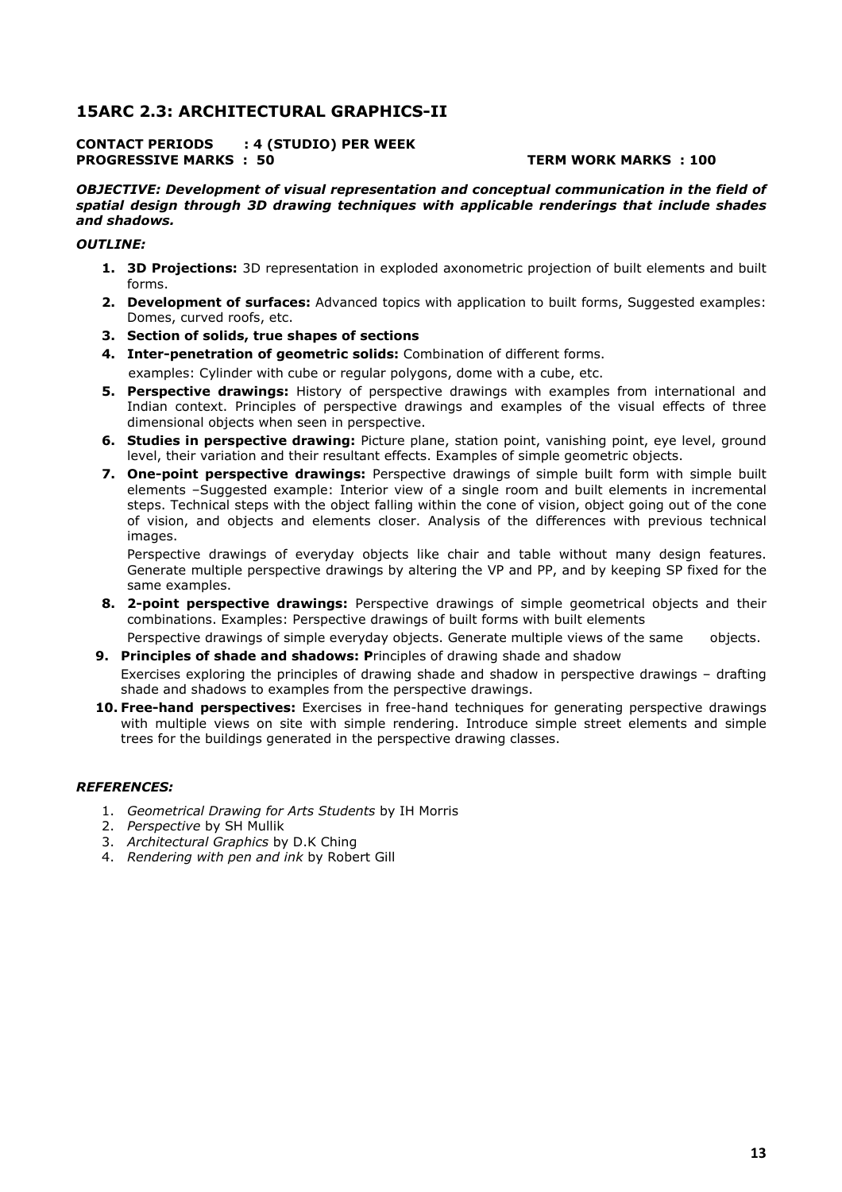## 15ARC 2.3: ARCHITECTURAL GRAPHICS-II

**CONTACT PERIODS : 4 (STUDIO) PER WEEK**
**PROGRESSIVE MARKS : 50 TERM WORK MARKS : 100**

***OBJECTIVE: Development of visual representation and conceptual communication in the field of spatial design through 3D drawing techniques with applicable renderings that include shades and shadows.***

***OUTLINE:***

1. **3D Projections:** 3D representation in exploded axonometric projection of built elements and built forms.
2. **Development of surfaces:** Advanced topics with application to built forms, Suggested examples: Domes, curved roofs, etc.
3. **Section of solids, true shapes of sections**
4. **Inter-penetration of geometric solids:** Combination of different forms.
   examples: Cylinder with cube or regular polygons, dome with a cube, etc.
5. **Perspective drawings:** History of perspective drawings with examples from international and Indian context. Principles of perspective drawings and examples of the visual effects of three dimensional objects when seen in perspective.
6. **Studies in perspective drawing:** Picture plane, station point, vanishing point, eye level, ground level, their variation and their resultant effects. Examples of simple geometric objects.
7. **One-point perspective drawings:** Perspective drawings of simple built form with simple built elements –Suggested example: Interior view of a single room and built elements in incremental steps. Technical steps with the object falling within the cone of vision, object going out of the cone of vision, and objects and elements closer. Analysis of the differences with previous technical images.
   Perspective drawings of everyday objects like chair and table without many design features. Generate multiple perspective drawings by altering the VP and PP, and by keeping SP fixed for the same examples.
8. **2-point perspective drawings:** Perspective drawings of simple geometrical objects and their combinations. Examples: Perspective drawings of built forms with built elements
   Perspective drawings of simple everyday objects. Generate multiple views of the same objects.
9. **Principles of shade and shadows: P**rinciples of drawing shade and shadow
   Exercises exploring the principles of drawing shade and shadow in perspective drawings – drafting shade and shadows to examples from the perspective drawings.
10. **Free-hand perspectives:** Exercises in free-hand techniques for generating perspective drawings with multiple views on site with simple rendering. Introduce simple street elements and simple trees for the buildings generated in the perspective drawing classes.

***REFERENCES:***

1. *Geometrical Drawing for Arts Students* by IH Morris
2. *Perspective* by SH Mullik
3. *Architectural Graphics* by D.K Ching
4. *Rendering with pen and ink* by Robert Gill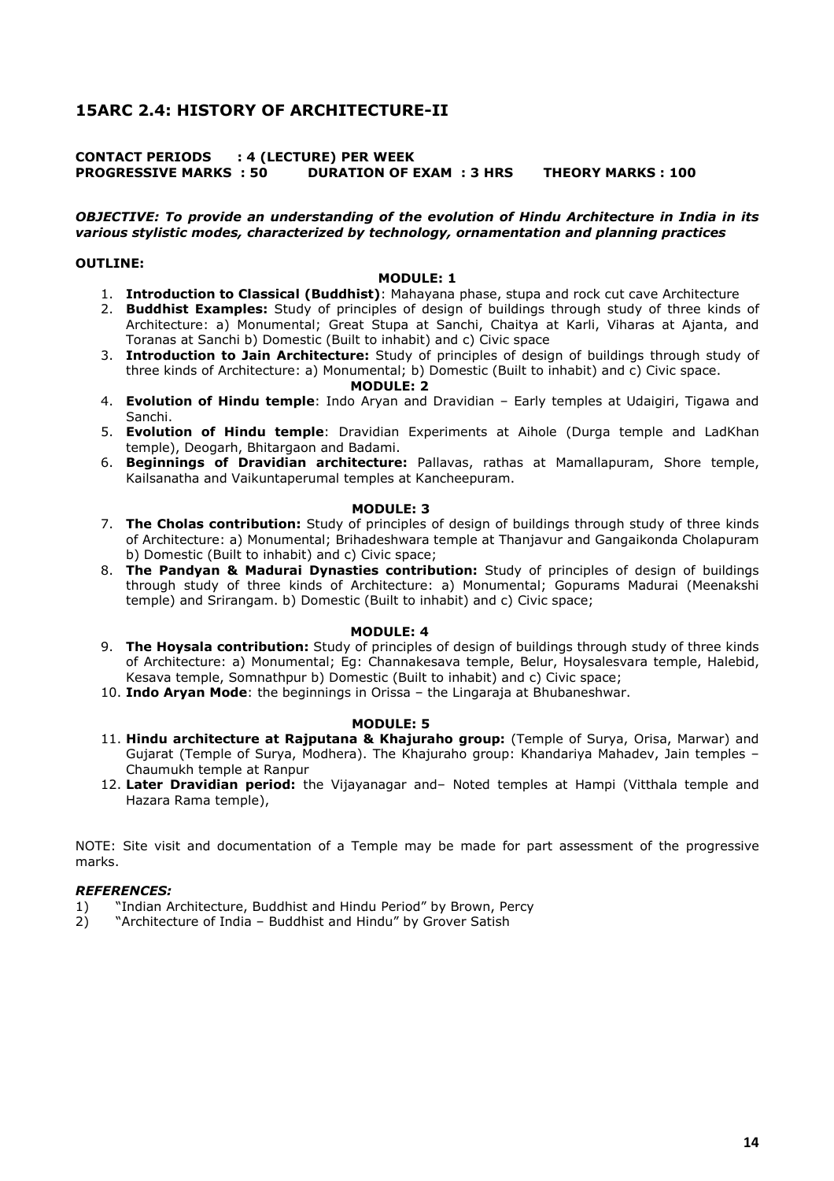## 15ARC 2.4: HISTORY OF ARCHITECTURE-II

**CONTACT PERIODS : 4 (LECTURE) PER WEEK**
**PROGRESSIVE MARKS : 50 DURATION OF EXAM : 3 HRS THEORY MARKS : 100**

***OBJECTIVE: To provide an understanding of the evolution of Hindu Architecture in India in its various stylistic modes, characterized by technology, ornamentation and planning practices***

**OUTLINE:**

**MODULE: 1**

1. **Introduction to Classical (Buddhist)**: Mahayana phase, stupa and rock cut cave Architecture
2. **Buddhist Examples:** Study of principles of design of buildings through study of three kinds of Architecture: a) Monumental; Great Stupa at Sanchi, Chaitya at Karli, Viharas at Ajanta, and Toranas at Sanchi b) Domestic (Built to inhabit) and c) Civic space
3. **Introduction to Jain Architecture:** Study of principles of design of buildings through study of three kinds of Architecture: a) Monumental; b) Domestic (Built to inhabit) and c) Civic space.

**MODULE: 2**

4. **Evolution of Hindu temple**: Indo Aryan and Dravidian – Early temples at Udaigiri, Tigawa and Sanchi.
5. **Evolution of Hindu temple**: Dravidian Experiments at Aihole (Durga temple and LadKhan temple), Deogarh, Bhitargaon and Badami.
6. **Beginnings of Dravidian architecture:** Pallavas, rathas at Mamallapuram, Shore temple, Kailsanatha and Vaikuntaperumal temples at Kancheepuram.

**MODULE: 3**

7. **The Cholas contribution:** Study of principles of design of buildings through study of three kinds of Architecture: a) Monumental; Brihadeshwara temple at Thanjavur and Gangaikonda Cholapuram b) Domestic (Built to inhabit) and c) Civic space;
8. **The Pandyan & Madurai Dynasties contribution:** Study of principles of design of buildings through study of three kinds of Architecture: a) Monumental; Gopurams Madurai (Meenakshi temple) and Srirangam. b) Domestic (Built to inhabit) and c) Civic space;

**MODULE: 4**

9. **The Hoysala contribution:** Study of principles of design of buildings through study of three kinds of Architecture: a) Monumental; Eg: Channakesava temple, Belur, Hoysalesvara temple, Halebid, Kesava temple, Somnathpur b) Domestic (Built to inhabit) and c) Civic space;
10. **Indo Aryan Mode**: the beginnings in Orissa – the Lingaraja at Bhubaneshwar.

**MODULE: 5**

11. **Hindu architecture at Rajputana & Khajuraho group:** (Temple of Surya, Orisa, Marwar) and Gujarat (Temple of Surya, Modhera). The Khajuraho group: Khandariya Mahadev, Jain temples – Chaumukh temple at Ranpur
12. **Later Dravidian period:** the Vijayanagar and– Noted temples at Hampi (Vitthala temple and Hazara Rama temple),

NOTE: Site visit and documentation of a Temple may be made for part assessment of the progressive marks.

***REFERENCES:***

1) "Indian Architecture, Buddhist and Hindu Period" by Brown, Percy
2) "Architecture of India – Buddhist and Hindu" by Grover Satish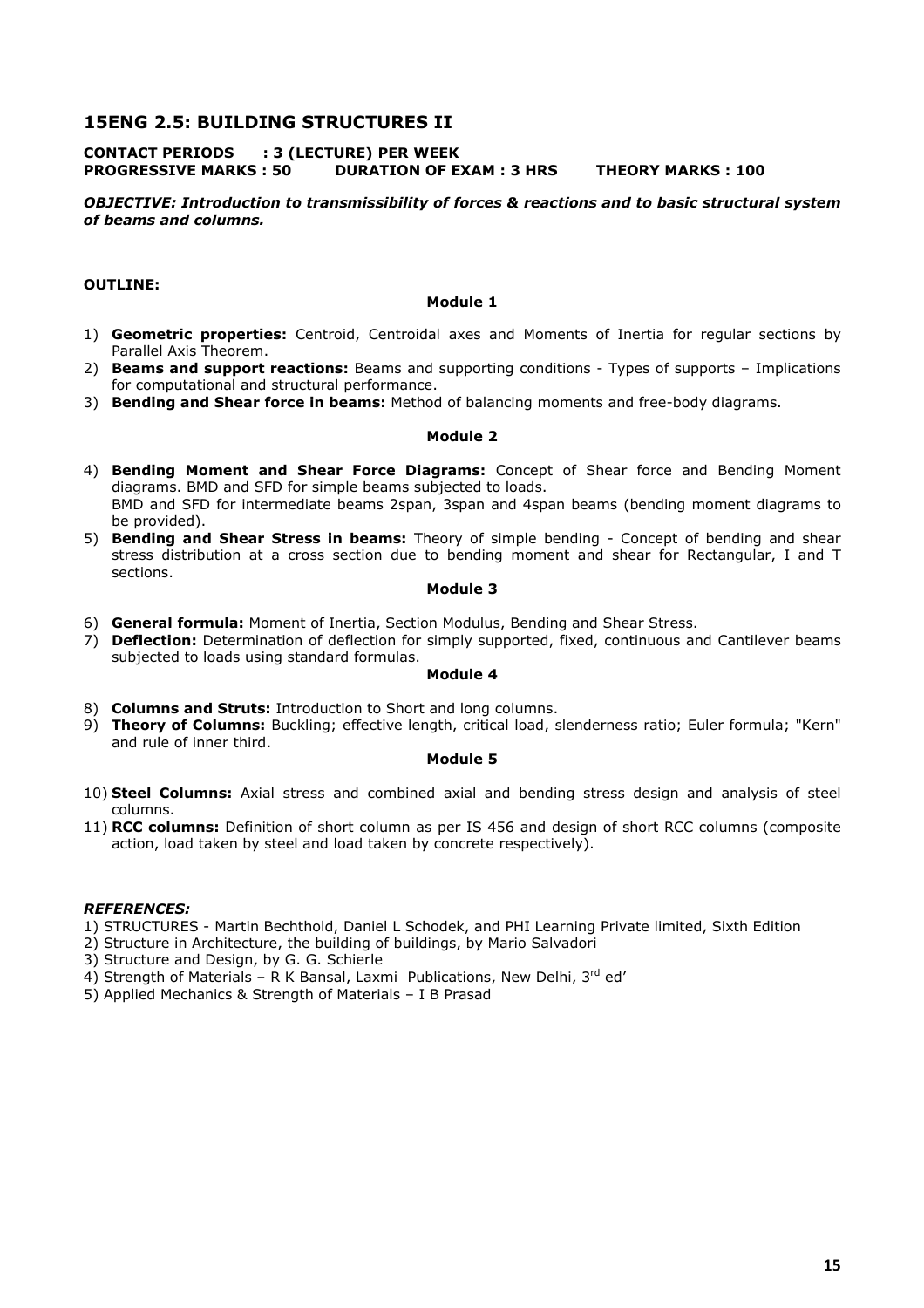## 15ENG 2.5: BUILDING STRUCTURES II

**CONTACT PERIODS : 3 (LECTURE) PER WEEK**
**PROGRESSIVE MARKS : 50 DURATION OF EXAM : 3 HRS THEORY MARKS : 100**

***OBJECTIVE: Introduction to transmissibility of forces & reactions and to basic structural system of beams and columns.***

**OUTLINE:**

**Module 1**

1) **Geometric properties:** Centroid, Centroidal axes and Moments of Inertia for regular sections by Parallel Axis Theorem.
2) **Beams and support reactions:** Beams and supporting conditions - Types of supports – Implications for computational and structural performance.
3) **Bending and Shear force in beams:** Method of balancing moments and free-body diagrams.

**Module 2**

4) **Bending Moment and Shear Force Diagrams:** Concept of Shear force and Bending Moment diagrams. BMD and SFD for simple beams subjected to loads.
   BMD and SFD for intermediate beams 2span, 3span and 4span beams (bending moment diagrams to be provided).
5) **Bending and Shear Stress in beams:** Theory of simple bending - Concept of bending and shear stress distribution at a cross section due to bending moment and shear for Rectangular, I and T sections.

**Module 3**

6) **General formula:** Moment of Inertia, Section Modulus, Bending and Shear Stress.
7) **Deflection:** Determination of deflection for simply supported, fixed, continuous and Cantilever beams subjected to loads using standard formulas.

**Module 4**

8) **Columns and Struts:** Introduction to Short and long columns.
9) **Theory of Columns:** Buckling; effective length, critical load, slenderness ratio; Euler formula; "Kern" and rule of inner third.

**Module 5**

10) **Steel Columns:** Axial stress and combined axial and bending stress design and analysis of steel columns.
11) **RCC columns:** Definition of short column as per IS 456 and design of short RCC columns (composite action, load taken by steel and load taken by concrete respectively).

***REFERENCES:***

1) STRUCTURES - Martin Bechthold, Daniel L Schodek, and PHI Learning Private limited, Sixth Edition
2) Structure in Architecture, the building of buildings, by Mario Salvadori
3) Structure and Design, by G. G. Schierle
4) Strength of Materials – R K Bansal, Laxmi Publications, New Delhi, 3rd ed'
5) Applied Mechanics & Strength of Materials – I B Prasad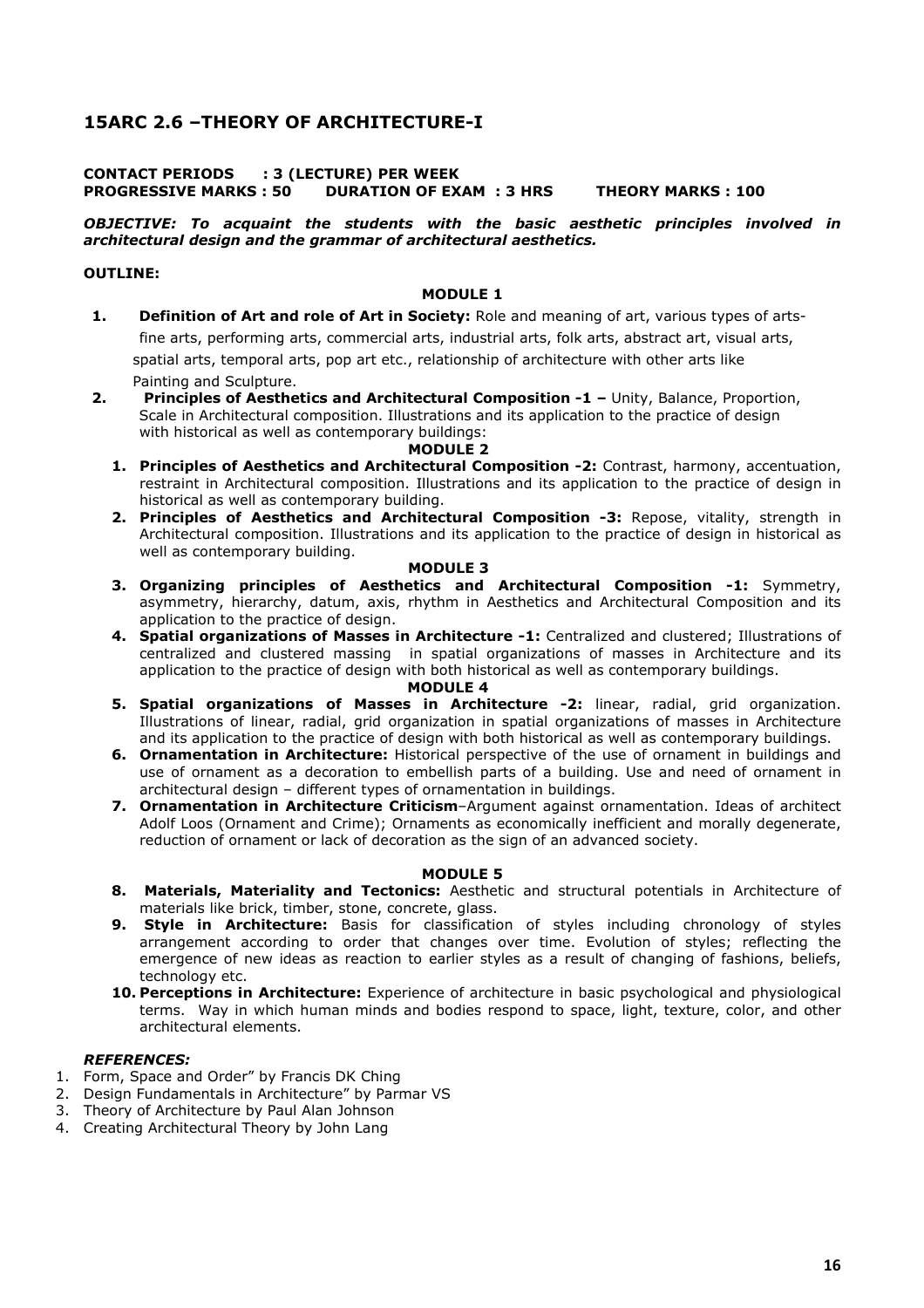## 15ARC 2.6 –THEORY OF ARCHITECTURE-I

**CONTACT PERIODS : 3 (LECTURE) PER WEEK**
**PROGRESSIVE MARKS : 50 DURATION OF EXAM : 3 HRS THEORY MARKS : 100**

***OBJECTIVE: To acquaint the students with the basic aesthetic principles involved in architectural design and the grammar of architectural aesthetics.***

**OUTLINE:**

**MODULE 1**

1. **Definition of Art and role of Art in Society:** Role and meaning of art, various types of arts- fine arts, performing arts, commercial arts, industrial arts, folk arts, abstract art, visual arts, spatial arts, temporal arts, pop art etc., relationship of architecture with other arts like Painting and Sculpture.
2. **Principles of Aesthetics and Architectural Composition -1 –** Unity, Balance, Proportion, Scale in Architectural composition. Illustrations and its application to the practice of design with historical as well as contemporary buildings:

**MODULE 2**

1. **Principles of Aesthetics and Architectural Composition -2:** Contrast, harmony, accentuation, restraint in Architectural composition. Illustrations and its application to the practice of design in historical as well as contemporary building.
2. **Principles of Aesthetics and Architectural Composition -3:** Repose, vitality, strength in Architectural composition. Illustrations and its application to the practice of design in historical as well as contemporary building.

**MODULE 3**

3. **Organizing principles of Aesthetics and Architectural Composition -1:** Symmetry, asymmetry, hierarchy, datum, axis, rhythm in Aesthetics and Architectural Composition and its application to the practice of design.
4. **Spatial organizations of Masses in Architecture -1:** Centralized and clustered; Illustrations of centralized and clustered massing in spatial organizations of masses in Architecture and its application to the practice of design with both historical as well as contemporary buildings.

**MODULE 4**

5. **Spatial organizations of Masses in Architecture -2:** linear, radial, grid organization. Illustrations of linear, radial, grid organization in spatial organizations of masses in Architecture and its application to the practice of design with both historical as well as contemporary buildings.
6. **Ornamentation in Architecture:** Historical perspective of the use of ornament in buildings and use of ornament as a decoration to embellish parts of a building. Use and need of ornament in architectural design – different types of ornamentation in buildings.
7. **Ornamentation in Architecture Criticism**–Argument against ornamentation. Ideas of architect Adolf Loos (Ornament and Crime); Ornaments as economically inefficient and morally degenerate, reduction of ornament or lack of decoration as the sign of an advanced society.

**MODULE 5**

8. **Materials, Materiality and Tectonics:** Aesthetic and structural potentials in Architecture of materials like brick, timber, stone, concrete, glass.
9. **Style in Architecture:** Basis for classification of styles including chronology of styles arrangement according to order that changes over time. Evolution of styles; reflecting the emergence of new ideas as reaction to earlier styles as a result of changing of fashions, beliefs, technology etc.
10. **Perceptions in Architecture:** Experience of architecture in basic psychological and physiological terms. Way in which human minds and bodies respond to space, light, texture, color, and other architectural elements.

***REFERENCES:***

1. Form, Space and Order" by Francis DK Ching
2. Design Fundamentals in Architecture" by Parmar VS
3. Theory of Architecture by Paul Alan Johnson
4. Creating Architectural Theory by John Lang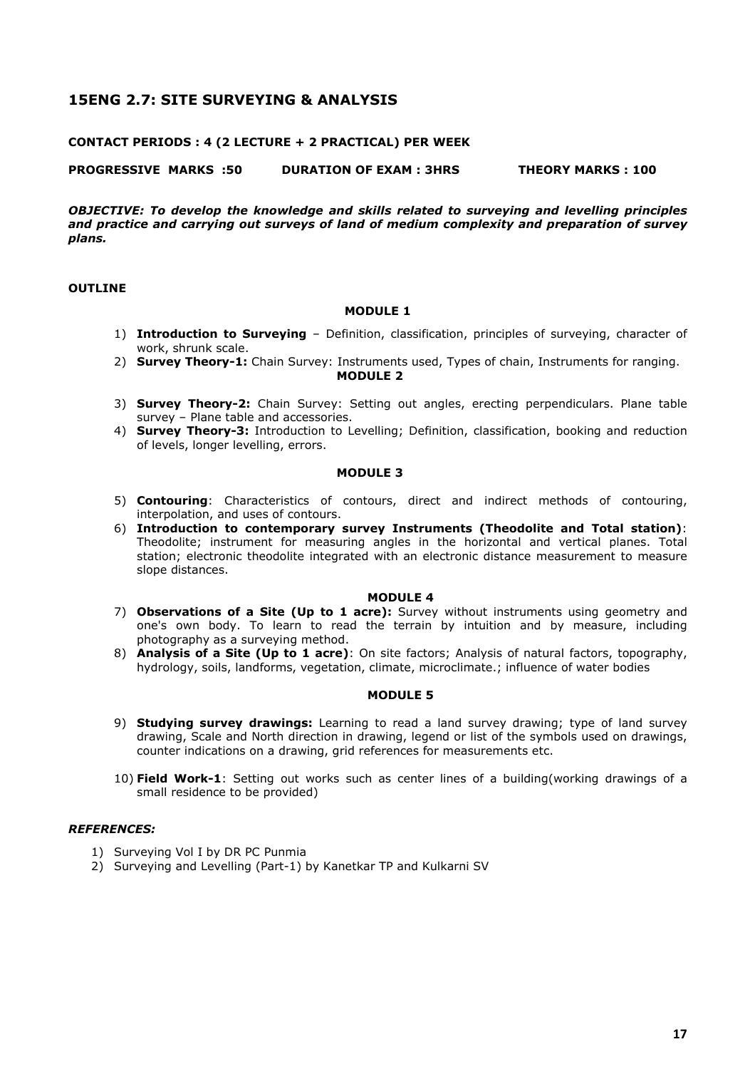## 15ENG 2.7: SITE SURVEYING & ANALYSIS

**CONTACT PERIODS : 4 (2 LECTURE + 2 PRACTICAL) PER WEEK**

**PROGRESSIVE MARKS :50 DURATION OF EXAM : 3HRS THEORY MARKS : 100**

***OBJECTIVE: To develop the knowledge and skills related to surveying and levelling principles and practice and carrying out surveys of land of medium complexity and preparation of survey plans.***

**OUTLINE**

**MODULE 1**

1) **Introduction to Surveying** – Definition, classification, principles of surveying, character of work, shrunk scale.
2) **Survey Theory-1:** Chain Survey: Instruments used, Types of chain, Instruments for ranging.

**MODULE 2**

3) **Survey Theory-2:** Chain Survey: Setting out angles, erecting perpendiculars. Plane table survey – Plane table and accessories.
4) **Survey Theory-3:** Introduction to Levelling; Definition, classification, booking and reduction of levels, longer levelling, errors.

**MODULE 3**

5) **Contouring**: Characteristics of contours, direct and indirect methods of contouring, interpolation, and uses of contours.
6) **Introduction to contemporary survey Instruments (Theodolite and Total station)**: Theodolite; instrument for measuring angles in the horizontal and vertical planes. Total station; electronic theodolite integrated with an electronic distance measurement to measure slope distances.

**MODULE 4**

7) **Observations of a Site (Up to 1 acre):** Survey without instruments using geometry and one's own body. To learn to read the terrain by intuition and by measure, including photography as a surveying method.
8) **Analysis of a Site (Up to 1 acre)**: On site factors; Analysis of natural factors, topography, hydrology, soils, landforms, vegetation, climate, microclimate.; influence of water bodies

**MODULE 5**

9) **Studying survey drawings:** Learning to read a land survey drawing; type of land survey drawing, Scale and North direction in drawing, legend or list of the symbols used on drawings, counter indications on a drawing, grid references for measurements etc.
10) **Field Work-1**: Setting out works such as center lines of a building(working drawings of a small residence to be provided)

***REFERENCES:***

1) Surveying Vol I by DR PC Punmia
2) Surveying and Levelling (Part-1) by Kanetkar TP and Kulkarni SV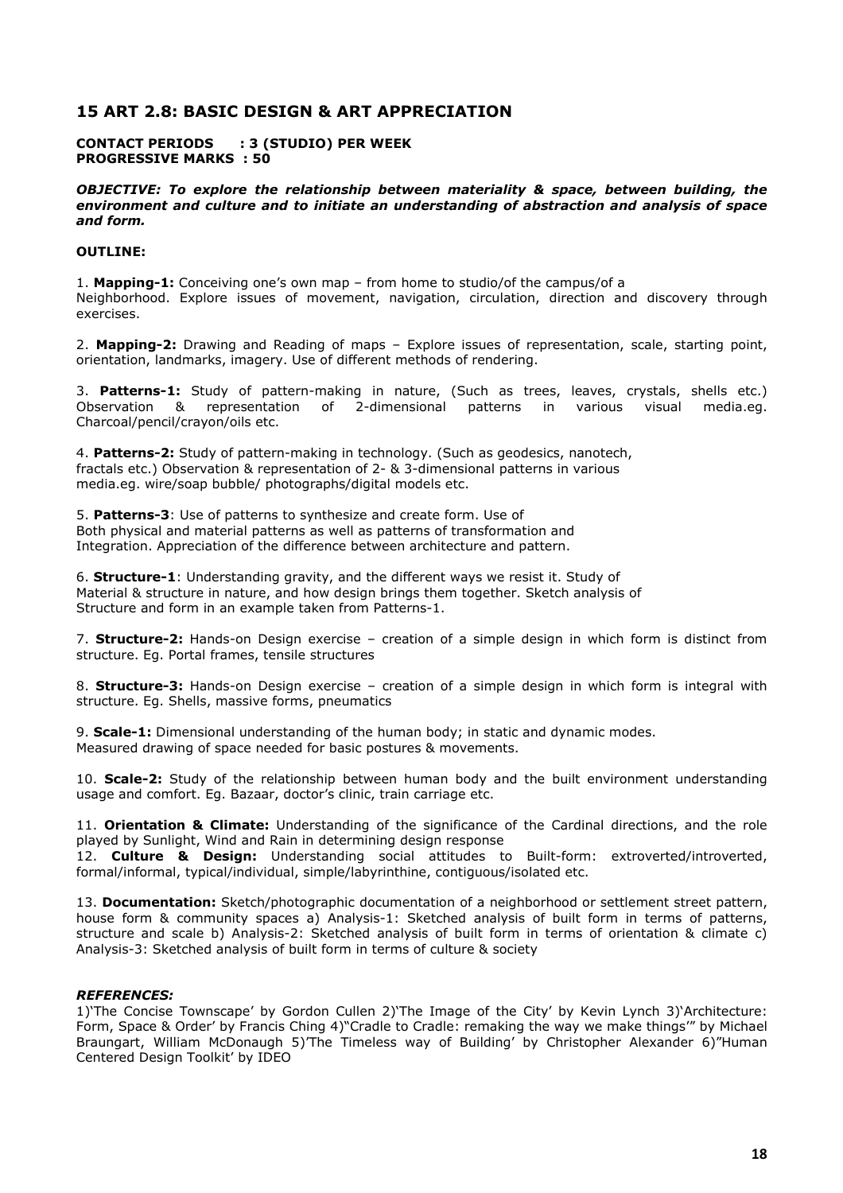## 15 ART 2.8: BASIC DESIGN & ART APPRECIATION

**CONTACT PERIODS : 3 (STUDIO) PER WEEK**
**PROGRESSIVE MARKS : 50**

***OBJECTIVE: To explore the relationship between materiality & space, between building, the environment and culture and to initiate an understanding of abstraction and analysis of space and form.***

**OUTLINE:**

1. **Mapping-1:** Conceiving one's own map – from home to studio/of the campus/of a Neighborhood. Explore issues of movement, navigation, circulation, direction and discovery through exercises.

2. **Mapping-2:** Drawing and Reading of maps – Explore issues of representation, scale, starting point, orientation, landmarks, imagery. Use of different methods of rendering.

3. **Patterns-1:** Study of pattern-making in nature, (Such as trees, leaves, crystals, shells etc.) Observation & representation of 2-dimensional patterns in various visual media.eg. Charcoal/pencil/crayon/oils etc.

4. **Patterns-2:** Study of pattern-making in technology. (Such as geodesics, nanotech, fractals etc.) Observation & representation of 2- & 3-dimensional patterns in various media.eg. wire/soap bubble/ photographs/digital models etc.

5. **Patterns-3**: Use of patterns to synthesize and create form. Use of Both physical and material patterns as well as patterns of transformation and Integration. Appreciation of the difference between architecture and pattern.

6. **Structure-1**: Understanding gravity, and the different ways we resist it. Study of Material & structure in nature, and how design brings them together. Sketch analysis of Structure and form in an example taken from Patterns-1.

7. **Structure-2:** Hands-on Design exercise – creation of a simple design in which form is distinct from structure. Eg. Portal frames, tensile structures

8. **Structure-3:** Hands-on Design exercise – creation of a simple design in which form is integral with structure. Eg. Shells, massive forms, pneumatics

9. **Scale-1:** Dimensional understanding of the human body; in static and dynamic modes. Measured drawing of space needed for basic postures & movements.

10. **Scale-2:** Study of the relationship between human body and the built environment understanding usage and comfort. Eg. Bazaar, doctor's clinic, train carriage etc.

11. **Orientation & Climate:** Understanding of the significance of the Cardinal directions, and the role played by Sunlight, Wind and Rain in determining design response

12. **Culture & Design:** Understanding social attitudes to Built-form: extroverted/introverted, formal/informal, typical/individual, simple/labyrinthine, contiguous/isolated etc.

13. **Documentation:** Sketch/photographic documentation of a neighborhood or settlement street pattern, house form & community spaces a) Analysis-1: Sketched analysis of built form in terms of patterns, structure and scale b) Analysis-2: Sketched analysis of built form in terms of orientation & climate c) Analysis-3: Sketched analysis of built form in terms of culture & society

***REFERENCES:***

1)'The Concise Townscape' by Gordon Cullen 2)'The Image of the City' by Kevin Lynch 3)'Architecture: Form, Space & Order' by Francis Ching 4)"Cradle to Cradle: remaking the way we make things'" by Michael Braungart, William McDonaugh 5)'The Timeless way of Building' by Christopher Alexander 6)"Human Centered Design Toolkit' by IDEO